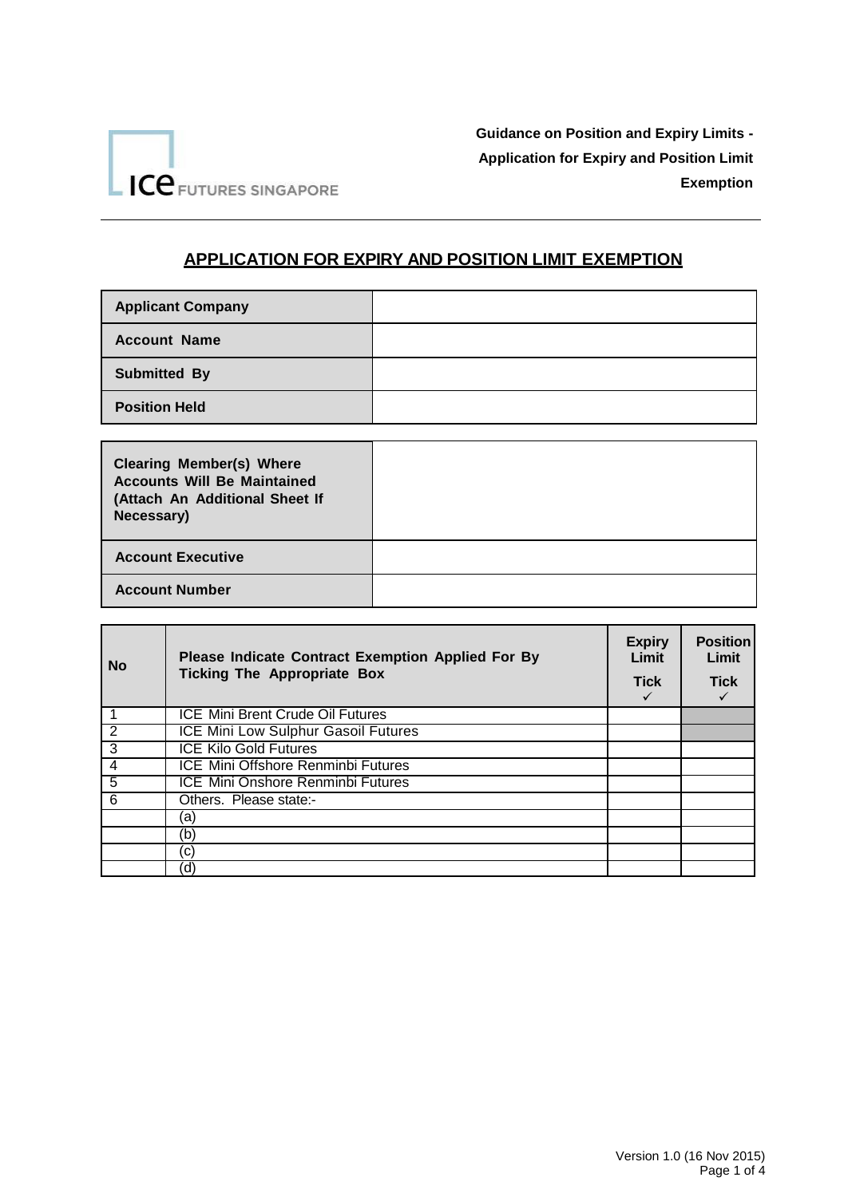ICE FUTURES SINGAPORE

**Guidance on Position and Expiry Limits - Application for Expiry and Position Limit Exemption**

## APPLICATION FOR EXPIRY AND POSITION LIMIT EXEMPTION

| | |
|---|---|
| **Applicant Company** | |
| **Account Name** | |
| **Submitted By** | |
| **Position Held** | |

| | |
|---|---|
| **Clearing Member(s) Where Accounts Will Be Maintained (Attach An Additional Sheet If Necessary)** | |
| **Account Executive** | |
| **Account Number** | |

| No | Please Indicate Contract Exemption Applied For By Ticking The Appropriate Box | Expiry Limit Tick ✓ | Position Limit Tick ✓ |
|---|---|---|---|
| 1 | ICE Mini Brent Crude Oil Futures | | |
| 2 | ICE Mini Low Sulphur Gasoil Futures | | |
| 3 | ICE Kilo Gold Futures | | |
| 4 | ICE Mini Offshore Renminbi Futures | | |
| 5 | ICE Mini Onshore Renminbi Futures | | |
| 6 | Others. Please state:- | | |
| | (a) | | |
| | (b) | | |
| | (c) | | |
| | (d) | | |

Version 1.0 (16 Nov 2015)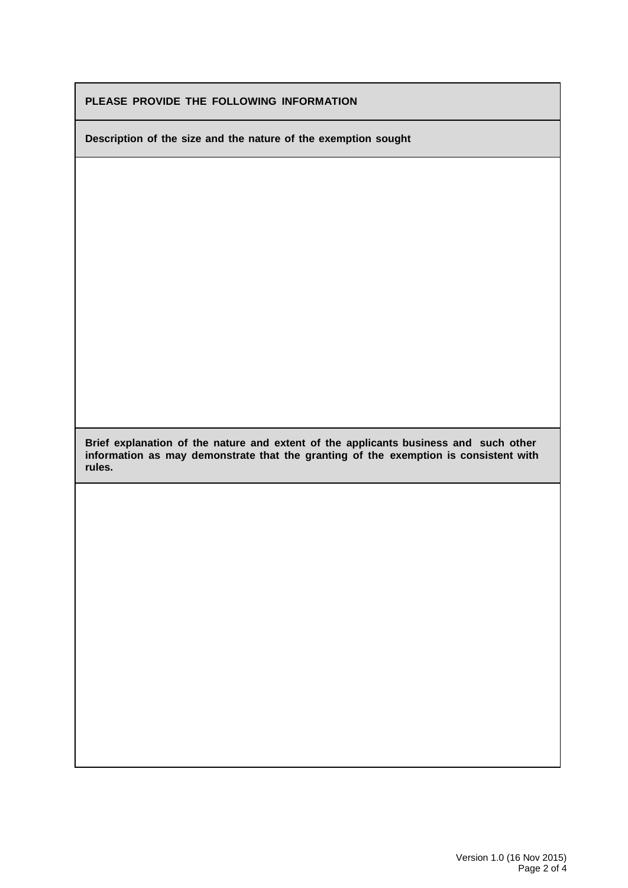| **PLEASE PROVIDE THE FOLLOWING INFORMATION** |
| --- |
| **Description of the size and the nature of the exemption sought** |
| |
| **Brief explanation of the nature and extent of the applicants business and such other information as may demonstrate that the granting of the exemption is consistent with rules.** |
| |

Version 1.0 (16 Nov 2015)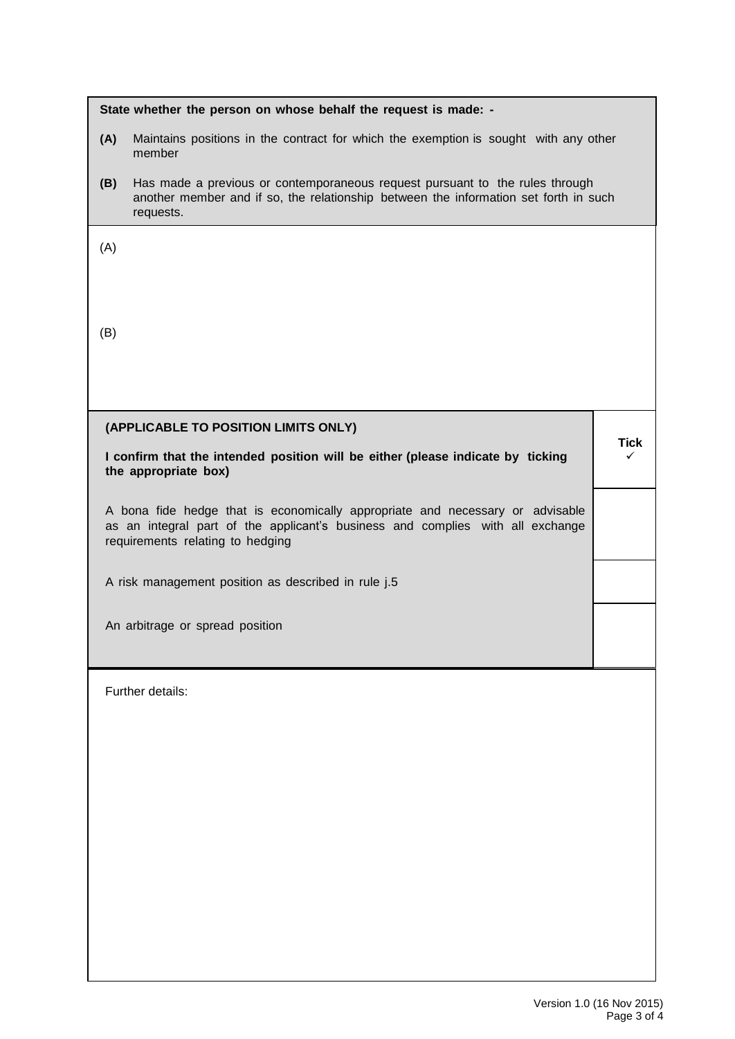**State whether the person on whose behalf the request is made: -**

**(A)** Maintains positions in the contract for which the exemption is sought with any other member

**(B)** Has made a previous or contemporaneous request pursuant to the rules through another member and if so, the relationship between the information set forth in such requests.

(A)

(B)

| **(APPLICABLE TO POSITION LIMITS ONLY)**<br><br>**I confirm that the intended position will be either (please indicate by ticking the appropriate box)** | **Tick** ✓ |
|---|---|
| A bona fide hedge that is economically appropriate and necessary or advisable as an integral part of the applicant's business and complies with all exchange requirements relating to hedging | |
| A risk management position as described in rule j.5 | |
| An arbitrage or spread position | |

Further details:

Version 1.0 (16 Nov 2015)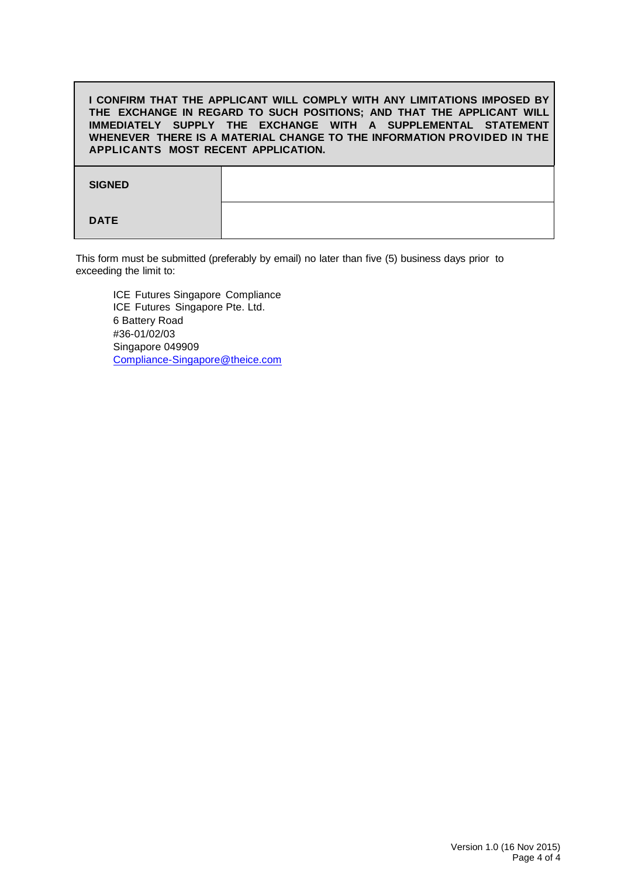**I CONFIRM THAT THE APPLICANT WILL COMPLY WITH ANY LIMITATIONS IMPOSED BY THE EXCHANGE IN REGARD TO SUCH POSITIONS; AND THAT THE APPLICANT WILL IMMEDIATELY SUPPLY THE EXCHANGE WITH A SUPPLEMENTAL STATEMENT WHENEVER THERE IS A MATERIAL CHANGE TO THE INFORMATION PROVIDED IN THE APPLICANTS MOST RECENT APPLICATION.**

| | |
|---|---|
| **SIGNED** | |
| **DATE** | |

This form must be submitted (preferably by email) no later than five (5) business days prior to exceeding the limit to:

ICE Futures Singapore Compliance
ICE Futures Singapore Pte. Ltd.
6 Battery Road
#36-01/02/03
Singapore 049909
Compliance-Singapore@theice.com

Version 1.0 (16 Nov 2015)